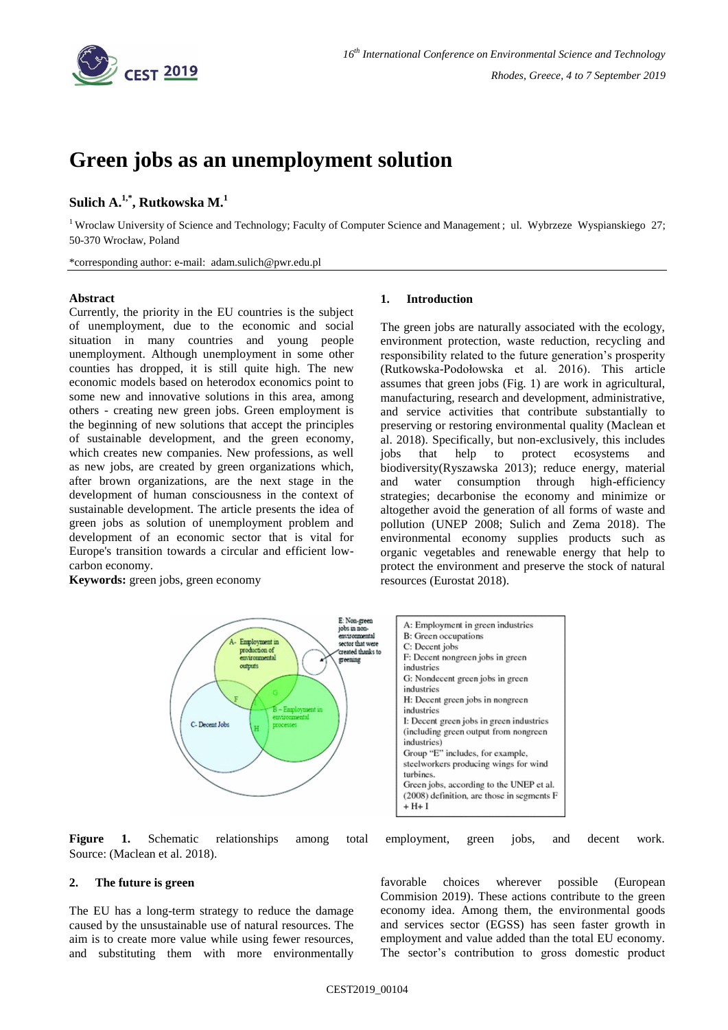# Green jobs as an unemployment solution

**Sulich A.[1,*], Rutkowska M.[1]**

[1] Wroclaw University of Science and Technology; Faculty of Computer Science and Management ; ul. Wybrzeze Wyspianskiego 27; 50-370 Wrocław, Poland

*corresponding author: e-mail: adam.sulich@pwr.edu.pl

**Abstract**

Currently, the priority in the EU countries is the subject of unemployment, due to the economic and social situation in many countries and young people unemployment. Although unemployment in some other counties has dropped, it is still quite high. The new economic models based on heterodox economics point to some new and innovative solutions in this area, among others - creating new green jobs. Green employment is the beginning of new solutions that accept the principles of sustainable development, and the green economy, which creates new companies. New professions, as well as new jobs, are created by green organizations which, after brown organizations, are the next stage in the development of human consciousness in the context of sustainable development. The article presents the idea of green jobs as solution of unemployment problem and development of an economic sector that is vital for Europe's transition towards a circular and efficient low-carbon economy.

**Keywords:** green jobs, green economy

## 1. Introduction

The green jobs are naturally associated with the ecology, environment protection, waste reduction, recycling and responsibility related to the future generation's prosperity (Rutkowska-Podołowska et al. 2016). This article assumes that green jobs (Fig. 1) are work in agricultural, manufacturing, research and development, administrative, and service activities that contribute substantially to preserving or restoring environmental quality (Maclean et al. 2018). Specifically, but non-exclusively, this includes jobs that help to protect ecosystems and biodiversity(Ryszawska 2013); reduce energy, material and water consumption through high-efficiency strategies; decarbonise the economy and minimize or altogether avoid the generation of all forms of waste and pollution (UNEP 2008; Sulich and Zema 2018). The environmental economy supplies products such as organic vegetables and renewable energy that help to protect the environment and preserve the stock of natural resources (Eurostat 2018).

A: Employment in green industries
B: Green occupations
C: Decent jobs
F: Decent nongreen jobs in green industries
G: Nondecent green jobs in green industries
H: Decent green jobs in nongreen industries
I: Decent green jobs in green industries (including green output from nongreen industries)
Group "E" includes, for example, steelworkers producing wings for wind turbines.
Green jobs, according to the UNEP et al. (2008) definition, are those in segments F + H+ I

**Figure 1.** Schematic relationships among total employment, green jobs, and decent work. Source: (Maclean et al. 2018).

## 2. The future is green

The EU has a long-term strategy to reduce the damage caused by the unsustainable use of natural resources. The aim is to create more value while using fewer resources, and substituting them with more environmentally favorable choices wherever possible (European Commision 2019). These actions contribute to the green economy idea. Among them, the environmental goods and services sector (EGSS) has seen faster growth in employment and value added than the total EU economy. The sector's contribution to gross domestic product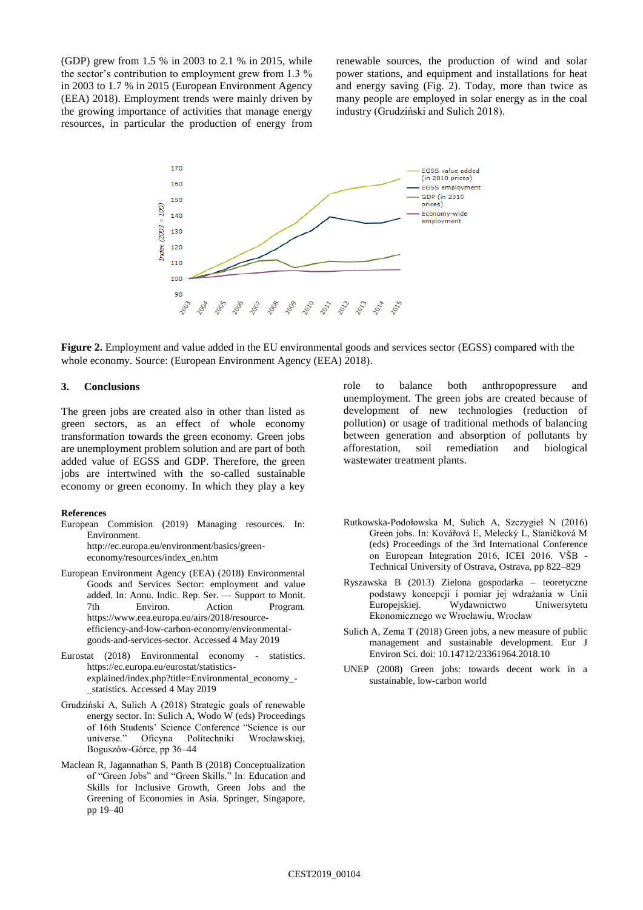(GDP) grew from 1.5 % in 2003 to 2.1 % in 2015, while the sector's contribution to employment grew from 1.3 % in 2003 to 1.7 % in 2015 (European Environment Agency (EEA) 2018). Employment trends were mainly driven by the growing importance of activities that manage energy resources, in particular the production of energy from renewable sources, the production of wind and solar power stations, and equipment and installations for heat and energy saving (Fig. 2). Today, more than twice as many people are employed in solar energy as in the coal industry (Grudziński and Sulich 2018).

Index (2003 = 100)
170
160
150
140
130
120
110
100
90
2003
2004
2005
2006
2007
2008
2009
2010
2011
2012
2013
2014
2015
EGSS value added (in 2010 prices)
EGSS employment
GDP (in 2010 prices)
Economy-wide employment

**Figure 2.** Employment and value added in the EU environmental goods and services sector (EGSS) compared with the whole economy. Source: (European Environment Agency (EEA) 2018).

## 3. Conclusions

The green jobs are created also in other than listed as green sectors, as an effect of whole economy transformation towards the green economy. Green jobs are unemployment problem solution and are part of both added value of EGSS and GDP. Therefore, the green jobs are intertwined with the so-called sustainable economy or green economy. In which they play a key role to balance both anthropopressure and unemployment. The green jobs are created because of development of new technologies (reduction of pollution) or usage of traditional methods of balancing between generation and absorption of pollutants by afforestation, soil remediation and biological wastewater treatment plants.

### References

European Commision (2019) Managing resources. In: Environment. http://ec.europa.eu/environment/basics/green-economy/resources/index_en.htm

European Environment Agency (EEA) (2018) Environmental Goods and Services Sector: employment and value added. In: Annu. Indic. Rep. Ser. — Support to Monit. 7th Environ. Action Program. https://www.eea.europa.eu/airs/2018/resource-efficiency-and-low-carbon-economy/environmental-goods-and-services-sector. Accessed 4 May 2019

Eurostat (2018) Environmental economy - statistics. https://ec.europa.eu/eurostat/statistics-explained/index.php?title=Environmental_economy_-_statistics. Accessed 4 May 2019

Grudziński A, Sulich A (2018) Strategic goals of renewable energy sector. In: Sulich A, Wodo W (eds) Proceedings of 16th Students' Science Conference "Science is our universe." Oficyna Politechniki Wrocławskiej, Boguszów-Górce, pp 36–44

Maclean R, Jagannathan S, Panth B (2018) Conceptualization of "Green Jobs" and "Green Skills." In: Education and Skills for Inclusive Growth, Green Jobs and the Greening of Economies in Asia. Springer, Singapore, pp 19–40

Rutkowska-Podołowska M, Sulich A, Szczygieł N (2016) Green jobs. In: Kovářová E, Melecký L, Staníčková M (eds) Proceedings of the 3rd International Conference on European Integration 2016, ICEI 2016. VŠB - Technical University of Ostrava, Ostrava, pp 822–829

Ryszawska B (2013) Zielona gospodarka – teoretyczne podstawy koncepcji i pomiar jej wdrażania w Unii Europejskiej. Wydawnictwo Uniwersytetu Ekonomicznego we Wrocławiu, Wrocław

Sulich A, Zema T (2018) Green jobs, a new measure of public management and sustainable development. Eur J Environ Sci. doi: 10.14712/23361964.2018.10

UNEP (2008) Green jobs: towards decent work in a sustainable, low-carbon world